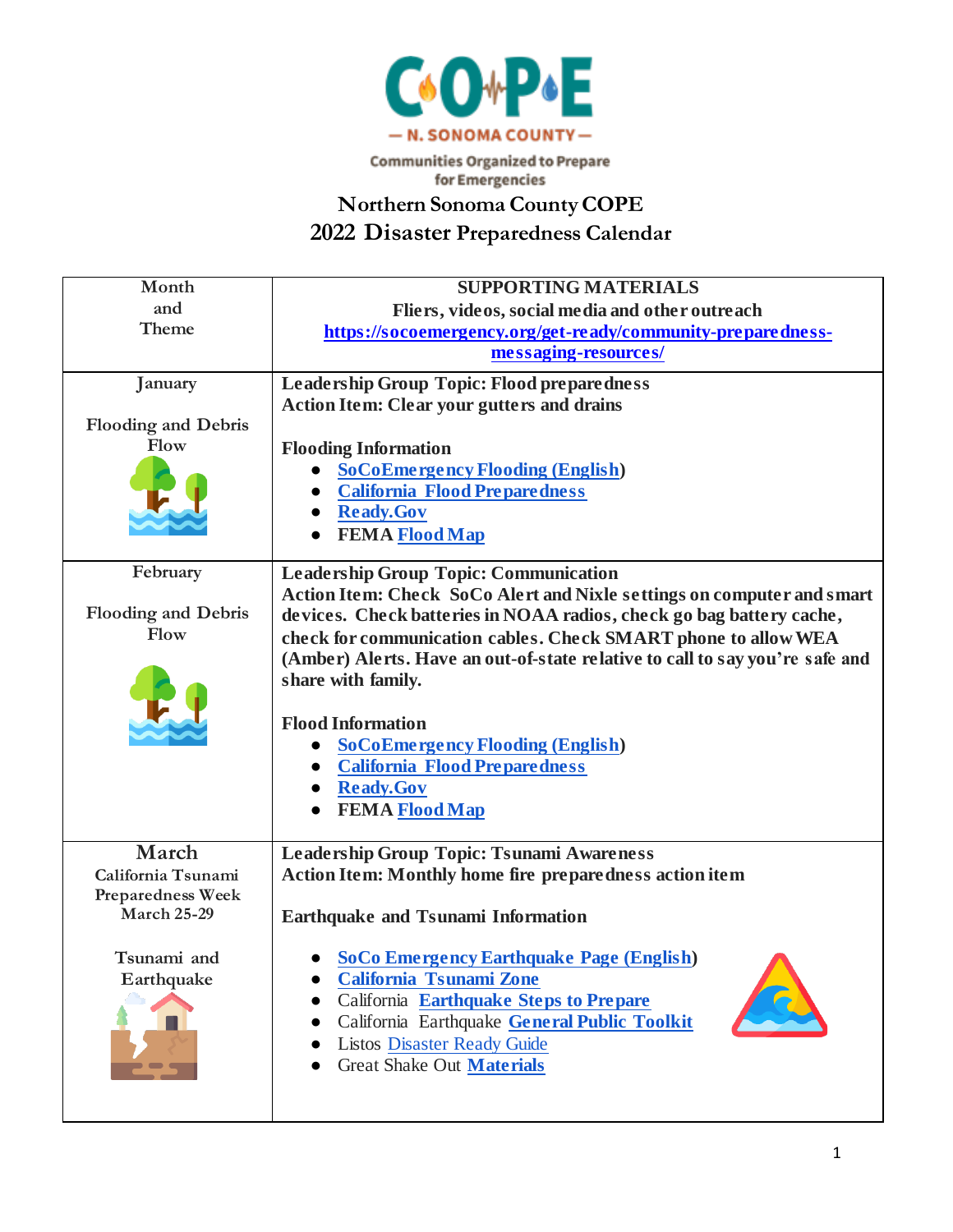COPE — N. SONOMA COUNTY —

Communities Organized to Prepare for Emergencies

# Northern Sonoma County COPE
# 2022 Disaster Preparedness Calendar

| Month and Theme | SUPPORTING MATERIALS<br>Fliers, videos, social media and other outreach<br>https://socoemergency.org/get-ready/community-preparedness-messaging-resources/ |
|---|---|
| January<br><br>Flooding and Debris Flow | **Leadership Group Topic: Flood preparedness**<br>**Action Item: Clear your gutters and drains**<br><br>**Flooding Information**<br>● SoCoEmergency Flooding (English)<br>● California Flood Preparedness<br>● Ready.Gov<br>● FEMA Flood Map |
| February<br><br>Flooding and Debris Flow | **Leadership Group Topic: Communication**<br>**Action Item: Check SoCo Alert and Nixle settings on computer and smart devices. Check batteries in NOAA radios, check go bag battery cache, check for communication cables. Check SMART phone to allow WEA (Amber) Alerts. Have an out-of-state relative to call to say you're safe and share with family.**<br><br>**Flood Information**<br>● SoCoEmergency Flooding (English)<br>● California Flood Preparedness<br>● Ready.Gov<br>● FEMA Flood Map |
| March<br>California Tsunami Preparedness Week<br>March 25-29<br><br>Tsunami and Earthquake | **Leadership Group Topic: Tsunami Awareness**<br>**Action Item: Monthly home fire preparedness action item**<br><br>**Earthquake and Tsunami Information**<br>● SoCo Emergency Earthquake Page (English)<br>● California Tsunami Zone<br>● California Earthquake Steps to Prepare<br>● California Earthquake General Public Toolkit<br>● Listos Disaster Ready Guide<br>● Great Shake Out Materials |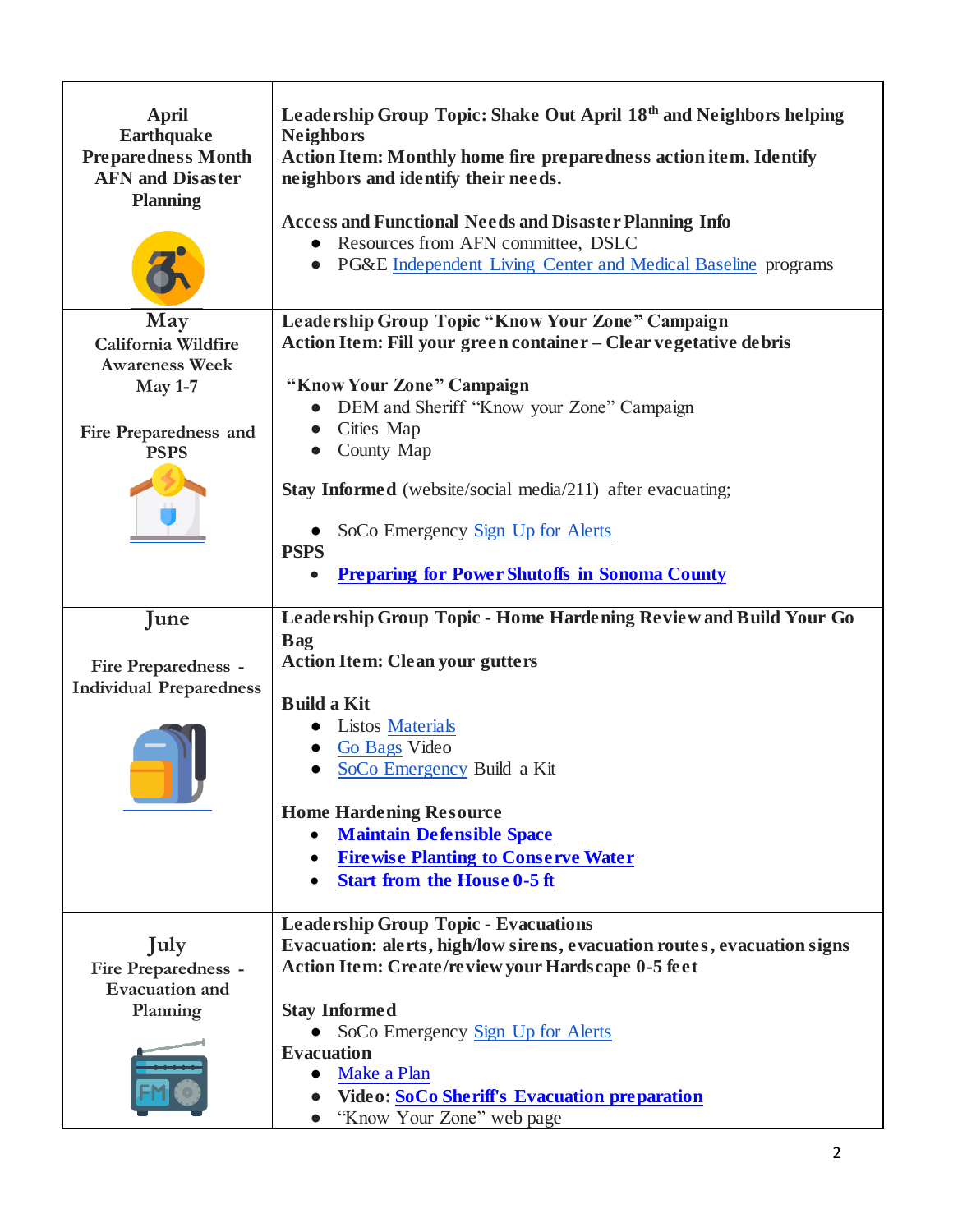| | |
|---|---|
| **April**<br>**Earthquake Preparedness Month**<br>**AFN and Disaster Planning** | **Leadership Group Topic: Shake Out April 18th and Neighbors helping Neighbors**<br>**Action Item: Monthly home fire preparedness action item. Identify neighbors and identify their needs.**<br><br>**Access and Functional Needs and Disaster Planning Info**<br>● Resources from AFN committee, DSLC<br>● PG&E Independent Living Center and Medical Baseline programs |
| **May**<br>**California Wildfire Awareness Week**<br>**May 1-7**<br><br>**Fire Preparedness and PSPS** | **Leadership Group Topic "Know Your Zone" Campaign**<br>**Action Item: Fill your green container – Clear vegetative debris**<br><br>**"Know Your Zone" Campaign**<br>● DEM and Sheriff "Know your Zone" Campaign<br>● Cities Map<br>● County Map<br><br>**Stay Informed** (website/social media/211) after evacuating;<br>● SoCo Emergency Sign Up for Alerts<br><br>**PSPS**<br>● **Preparing for Power Shutoffs in Sonoma County** |
| **June**<br><br>**Fire Preparedness - Individual Preparedness** | **Leadership Group Topic - Home Hardening Review and Build Your Go Bag**<br>**Action Item: Clean your gutters**<br><br>**Build a Kit**<br>● Listos Materials<br>● Go Bags Video<br>● SoCo Emergency Build a Kit<br><br>**Home Hardening Resource**<br>● **Maintain Defensible Space**<br>● **Firewise Planting to Conserve Water**<br>● **Start from the House 0-5 ft** |
| **July**<br>**Fire Preparedness - Evacuation and Planning** | **Leadership Group Topic - Evacuations**<br>**Evacuation: alerts, high/low sirens, evacuation routes, evacuation signs**<br>**Action Item: Create/review your Hardscape 0-5 feet**<br><br>**Stay Informed**<br>● SoCo Emergency Sign Up for Alerts<br><br>**Evacuation**<br>● Make a Plan<br>● **Video: SoCo Sheriff's Evacuation preparation**<br>● "Know Your Zone" web page |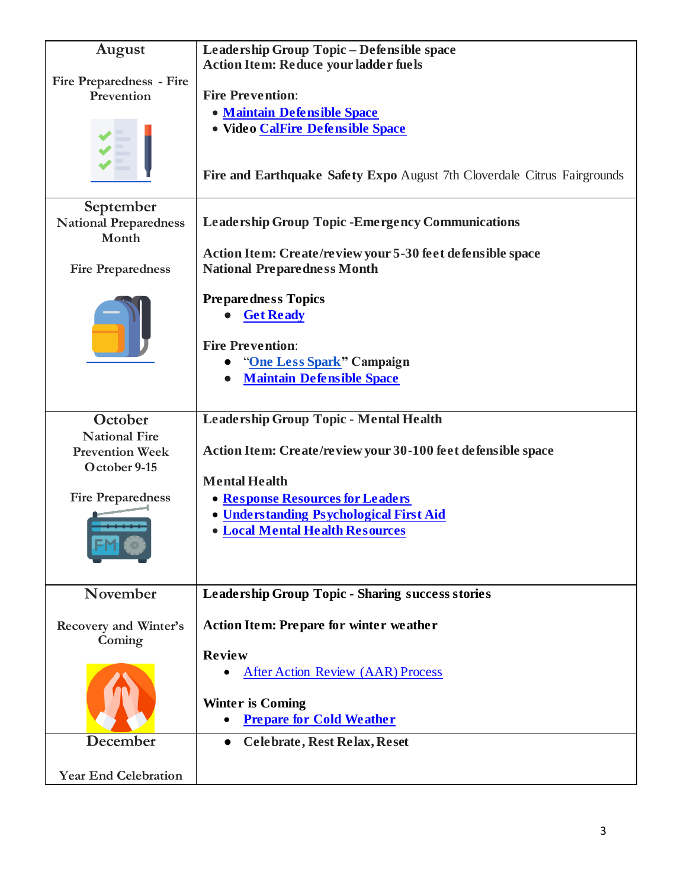| | |
|---|---|
| **August**<br><br>**Fire Preparedness - Fire Prevention** | **Leadership Group Topic – Defensible space**<br>**Action Item: Reduce your ladder fuels**<br><br>**Fire Prevention**:<br>• **Maintain Defensible Space**<br>• **Video CalFire Defensible Space**<br><br>**Fire and Earthquake Safety Expo** August 7th Cloverdale Citrus Fairgrounds |
| **September**<br>**National Preparedness Month**<br><br>**Fire Preparedness** | **Leadership Group Topic -Emergency Communications**<br><br>**Action Item: Create/review your 5-30 feet defensible space**<br>**National Preparedness Month**<br><br>**Preparedness Topics**<br>● **Get Ready**<br><br>**Fire Prevention**:<br>● "**One Less Spark**" **Campaign**<br>● **Maintain Defensible Space** |
| **October**<br>**National Fire Prevention Week October 9-15**<br><br>**Fire Preparedness** | **Leadership Group Topic - Mental Health**<br><br>**Action Item: Create/review your 30-100 feet defensible space**<br><br>**Mental Health**<br>• **Response Resources for Leaders**<br>• **Understanding Psychological First Aid**<br>• **Local Mental Health Resources** |
| **November**<br><br>**Recovery and Winter's Coming** | **Leadership Group Topic - Sharing success stories**<br><br>**Action Item: Prepare for winter weather**<br><br>**Review**<br>● After Action Review (AAR) Process<br><br>**Winter is Coming**<br>● **Prepare for Cold Weather** |
| **December**<br><br>**Year End Celebration** | ● **Celebrate, Rest Relax, Reset** |